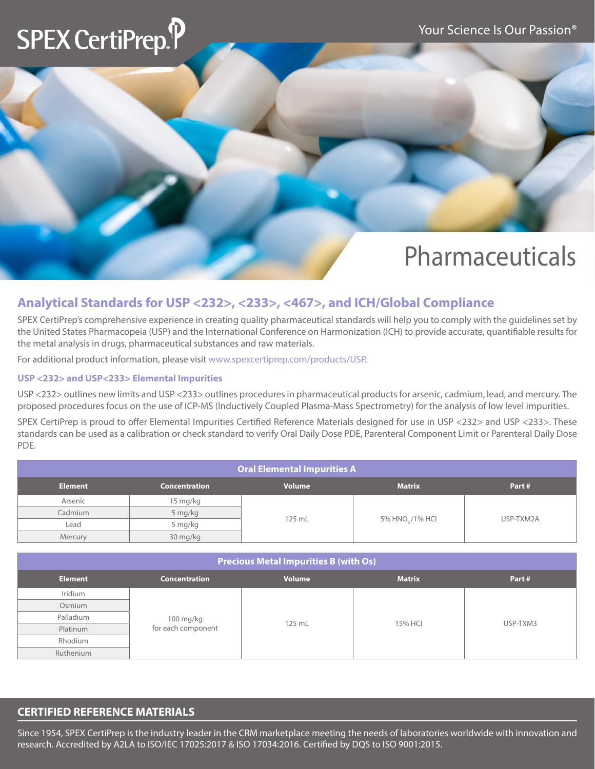# SPEX CertiPrep

Your Science Is Our Passion®

# Pharmaceuticals

## Analytical Standards for USP <232>, <233>, <467>, and ICH/Global Compliance

SPEX CertiPrep's comprehensive experience in creating quality pharmaceutical standards will help you to comply with the guidelines set by the United States Pharmacopeia (USP) and the International Conference on Harmonization (ICH) to provide accurate, quantifiable results for the metal analysis in drugs, pharmaceutical substances and raw materials.

For additional product information, please visit www.spexcertiprep.com/products/USP.

### USP <232> and USP<233> Elemental Impurities

USP <232> outlines new limits and USP <233> outlines procedures in pharmaceutical products for arsenic, cadmium, lead, and mercury. The proposed procedures focus on the use of ICP-MS (Inductively Coupled Plasma-Mass Spectrometry) for the analysis of low level impurities.

SPEX CertiPrep is proud to offer Elemental Impurities Certified Reference Materials designed for use in USP <232> and USP <233>. These standards can be used as a calibration or check standard to verify Oral Daily Dose PDE, Parenteral Component Limit or Parenteral Daily Dose PDE.

**Oral Elemental Impurities A**

| Element | Concentration | Volume | Matrix | Part # |
|---|---|---|---|---|
| Arsenic | 15 mg/kg | 125 mL | 5% $HNO_3$/1% HCl | USP-TXM2A |
| Cadmium | 5 mg/kg | | | |
| Lead | 5 mg/kg | | | |
| Mercury | 30 mg/kg | | | |

**Precious Metal Impurities B (with Os)**

| Element | Concentration | Volume | Matrix | Part # |
|---|---|---|---|---|
| Iridium | 100 mg/kg for each component | 125 mL | 15% HCl | USP-TXM3 |
| Osmium | | | | |
| Palladium | | | | |
| Platinum | | | | |
| Rhodium | | | | |
| Ruthenium | | | | |

## CERTIFIED REFERENCE MATERIALS

Since 1954, SPEX CertiPrep is the industry leader in the CRM marketplace meeting the needs of laboratories worldwide with innovation and research. Accredited by A2LA to ISO/IEC 17025:2017 & ISO 17034:2016. Certified by DQS to ISO 9001:2015.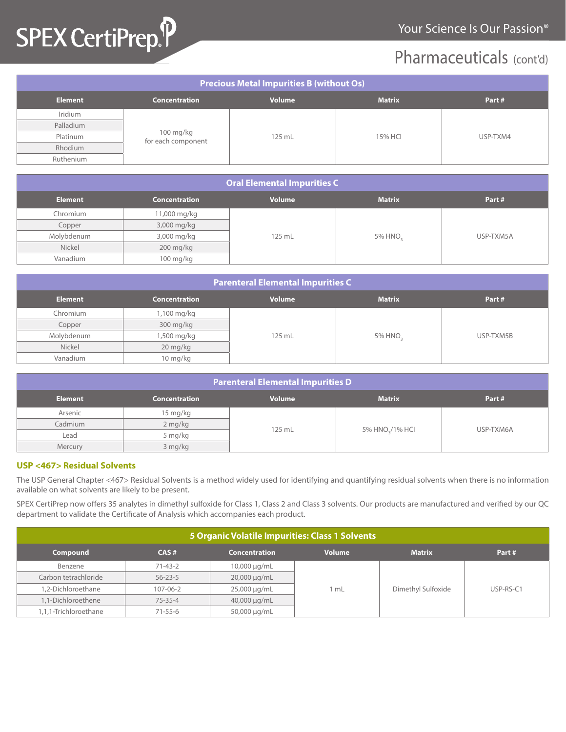# Pharmaceuticals (cont'd)

| Precious Metal Impurities B (without Os) | | | | |
|---|---|---|---|---|
| **Element** | **Concentration** | **Volume** | **Matrix** | **Part #** |
| Iridium | 100 mg/kg for each component | 125 mL | 15% HCl | USP-TXM4 |
| Palladium | | | | |
| Platinum | | | | |
| Rhodium | | | | |
| Ruthenium | | | | |

| Oral Elemental Impurities C | | | | |
|---|---|---|---|---|
| **Element** | **Concentration** | **Volume** | **Matrix** | **Part #** |
| Chromium | 11,000 mg/kg | 125 mL | 5% $HNO_3$ | USP-TXM5A |
| Copper | 3,000 mg/kg | | | |
| Molybdenum | 3,000 mg/kg | | | |
| Nickel | 200 mg/kg | | | |
| Vanadium | 100 mg/kg | | | |

| Parenteral Elemental Impurities C | | | | |
|---|---|---|---|---|
| **Element** | **Concentration** | **Volume** | **Matrix** | **Part #** |
| Chromium | 1,100 mg/kg | 125 mL | 5% $HNO_3$ | USP-TXM5B |
| Copper | 300 mg/kg | | | |
| Molybdenum | 1,500 mg/kg | | | |
| Nickel | 20 mg/kg | | | |
| Vanadium | 10 mg/kg | | | |

| Parenteral Elemental Impurities D | | | | |
|---|---|---|---|---|
| **Element** | **Concentration** | **Volume** | **Matrix** | **Part #** |
| Arsenic | 15 mg/kg | 125 mL | 5% $HNO_3$/1% HCl | USP-TXM6A |
| Cadmium | 2 mg/kg | | | |
| Lead | 5 mg/kg | | | |
| Mercury | 3 mg/kg | | | |

## USP <467> Residual Solvents

The USP General Chapter <467> Residual Solvents is a method widely used for identifying and quantifying residual solvents when there is no information available on what solvents are likely to be present.

SPEX CertiPrep now offers 35 analytes in dimethyl sulfoxide for Class 1, Class 2 and Class 3 solvents. Our products are manufactured and verified by our QC department to validate the Certificate of Analysis which accompanies each product.

| 5 Organic Volatile Impurities: Class 1 Solvents | | | | | |
|---|---|---|---|---|---|
| **Compound** | **CAS #** | **Concentration** | **Volume** | **Matrix** | **Part #** |
| Benzene | 71-43-2 | 10,000 µg/mL | 1 mL | Dimethyl Sulfoxide | USP-RS-C1 |
| Carbon tetrachloride | 56-23-5 | 20,000 µg/mL | | | |
| 1,2-Dichloroethane | 107-06-2 | 25,000 µg/mL | | | |
| 1,1-Dichloroethene | 75-35-4 | 40,000 µg/mL | | | |
| 1,1,1-Trichloroethane | 71-55-6 | 50,000 µg/mL | | | |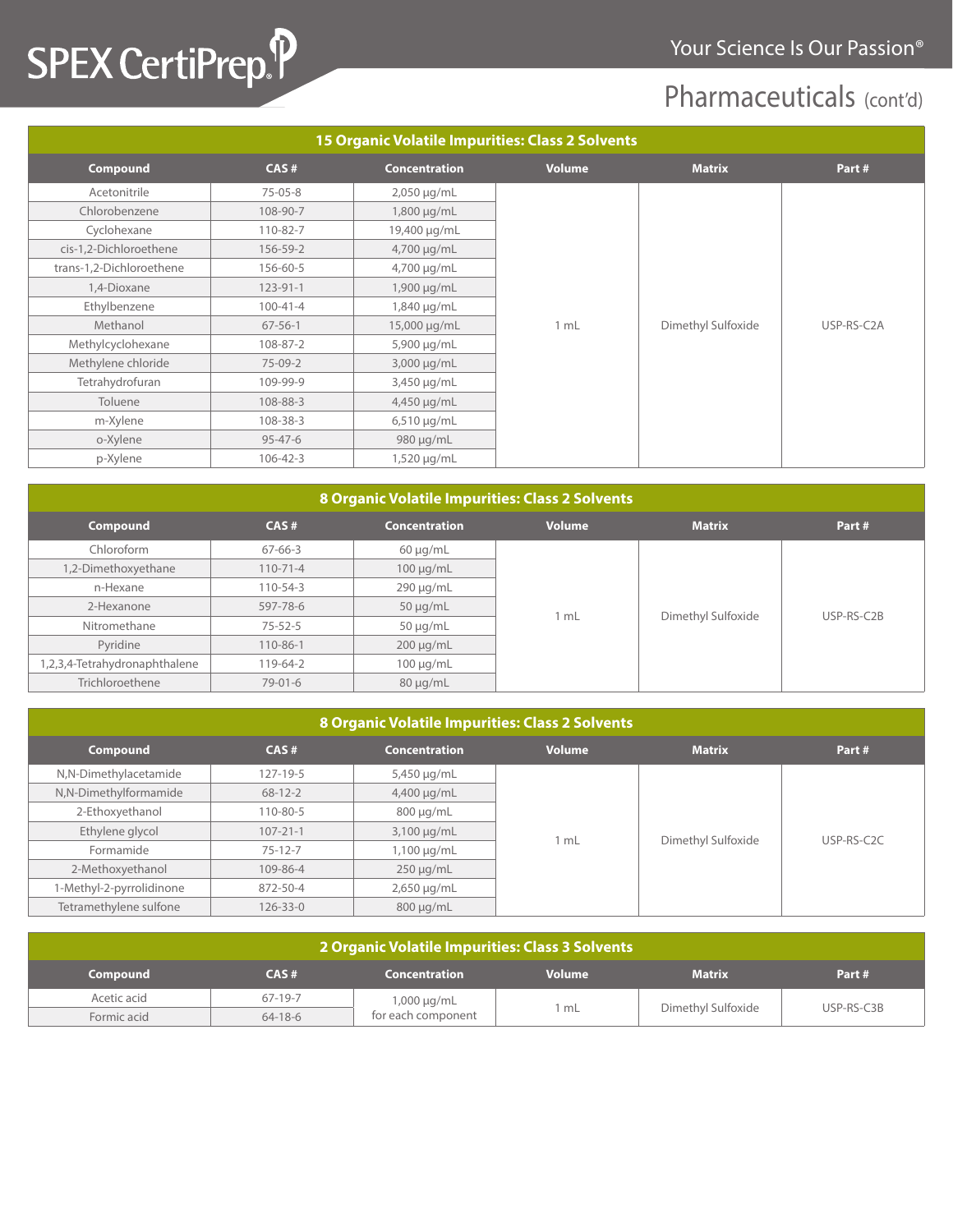# Pharmaceuticals (cont'd)

## 15 Organic Volatile Impurities: Class 2 Solvents

| Compound | CAS # | Concentration | Volume | Matrix | Part # |
|---|---|---|---|---|---|
| Acetonitrile | 75-05-8 | 2,050 µg/mL | 1 mL | Dimethyl Sulfoxide | USP-RS-C2A |
| Chlorobenzene | 108-90-7 | 1,800 µg/mL | | | |
| Cyclohexane | 110-82-7 | 19,400 µg/mL | | | |
| cis-1,2-Dichloroethene | 156-59-2 | 4,700 µg/mL | | | |
| trans-1,2-Dichloroethene | 156-60-5 | 4,700 µg/mL | | | |
| 1,4-Dioxane | 123-91-1 | 1,900 µg/mL | | | |
| Ethylbenzene | 100-41-4 | 1,840 µg/mL | | | |
| Methanol | 67-56-1 | 15,000 µg/mL | | | |
| Methylcyclohexane | 108-87-2 | 5,900 µg/mL | | | |
| Methylene chloride | 75-09-2 | 3,000 µg/mL | | | |
| Tetrahydrofuran | 109-99-9 | 3,450 µg/mL | | | |
| Toluene | 108-88-3 | 4,450 µg/mL | | | |
| m-Xylene | 108-38-3 | 6,510 µg/mL | | | |
| o-Xylene | 95-47-6 | 980 µg/mL | | | |
| p-Xylene | 106-42-3 | 1,520 µg/mL | | | |

## 8 Organic Volatile Impurities: Class 2 Solvents

| Compound | CAS # | Concentration | Volume | Matrix | Part # |
|---|---|---|---|---|---|
| Chloroform | 67-66-3 | 60 µg/mL | 1 mL | Dimethyl Sulfoxide | USP-RS-C2B |
| 1,2-Dimethoxyethane | 110-71-4 | 100 µg/mL | | | |
| n-Hexane | 110-54-3 | 290 µg/mL | | | |
| 2-Hexanone | 597-78-6 | 50 µg/mL | | | |
| Nitromethane | 75-52-5 | 50 µg/mL | | | |
| Pyridine | 110-86-1 | 200 µg/mL | | | |
| 1,2,3,4-Tetrahydronaphthalene | 119-64-2 | 100 µg/mL | | | |
| Trichloroethene | 79-01-6 | 80 µg/mL | | | |

## 8 Organic Volatile Impurities: Class 2 Solvents

| Compound | CAS # | Concentration | Volume | Matrix | Part # |
|---|---|---|---|---|---|
| N,N-Dimethylacetamide | 127-19-5 | 5,450 µg/mL | 1 mL | Dimethyl Sulfoxide | USP-RS-C2C |
| N,N-Dimethylformamide | 68-12-2 | 4,400 µg/mL | | | |
| 2-Ethoxyethanol | 110-80-5 | 800 µg/mL | | | |
| Ethylene glycol | 107-21-1 | 3,100 µg/mL | | | |
| Formamide | 75-12-7 | 1,100 µg/mL | | | |
| 2-Methoxyethanol | 109-86-4 | 250 µg/mL | | | |
| 1-Methyl-2-pyrrolidinone | 872-50-4 | 2,650 µg/mL | | | |
| Tetramethylene sulfone | 126-33-0 | 800 µg/mL | | | |

## 2 Organic Volatile Impurities: Class 3 Solvents

| Compound | CAS # | Concentration | Volume | Matrix | Part # |
|---|---|---|---|---|---|
| Acetic acid | 67-19-7 | 1,000 µg/mL for each component | 1 mL | Dimethyl Sulfoxide | USP-RS-C3B |
| Formic acid | 64-18-6 | | | | |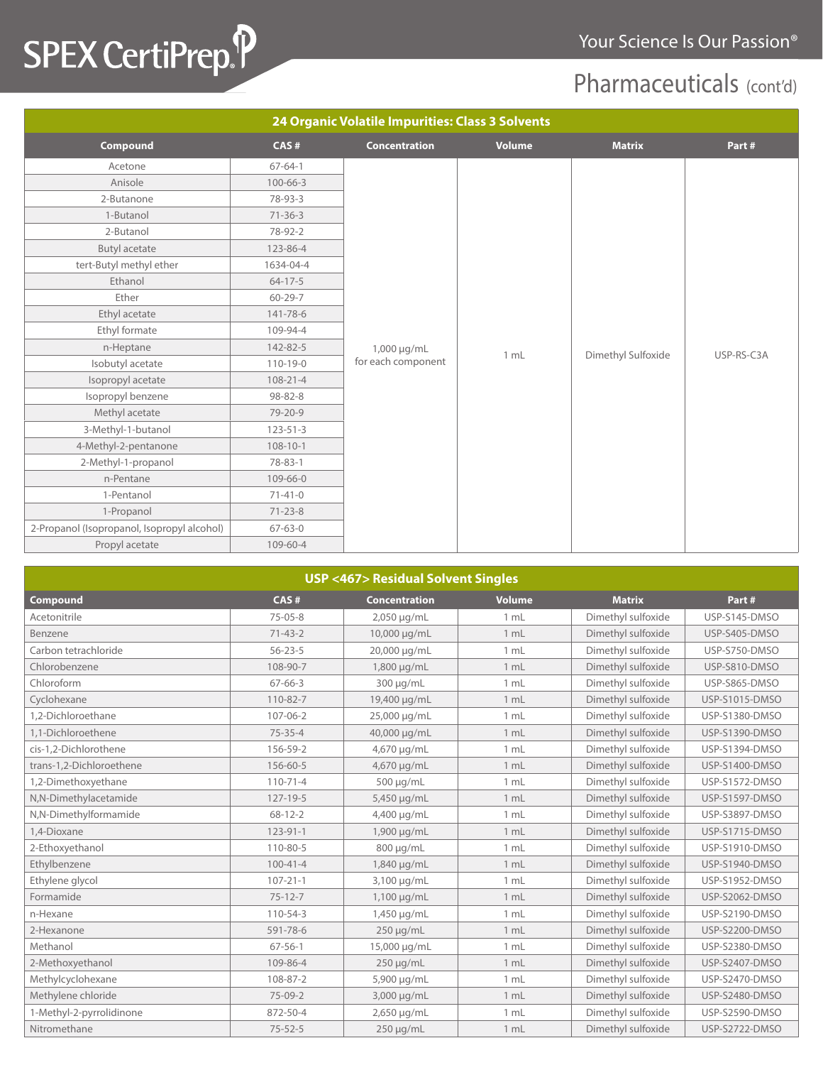## Pharmaceuticals (cont'd)

### 24 Organic Volatile Impurities: Class 3 Solvents

| Compound | CAS # | Concentration | Volume | Matrix | Part # |
|---|---|---|---|---|---|
| Acetone | 67-64-1 | 1,000 µg/mL for each component | 1 mL | Dimethyl Sulfoxide | USP-RS-C3A |
| Anisole | 100-66-3 | | | | |
| 2-Butanone | 78-93-3 | | | | |
| 1-Butanol | 71-36-3 | | | | |
| 2-Butanol | 78-92-2 | | | | |
| Butyl acetate | 123-86-4 | | | | |
| tert-Butyl methyl ether | 1634-04-4 | | | | |
| Ethanol | 64-17-5 | | | | |
| Ether | 60-29-7 | | | | |
| Ethyl acetate | 141-78-6 | | | | |
| Ethyl formate | 109-94-4 | | | | |
| n-Heptane | 142-82-5 | | | | |
| Isobutyl acetate | 110-19-0 | | | | |
| Isopropyl acetate | 108-21-4 | | | | |
| Isopropyl benzene | 98-82-8 | | | | |
| Methyl acetate | 79-20-9 | | | | |
| 3-Methyl-1-butanol | 123-51-3 | | | | |
| 4-Methyl-2-pentanone | 108-10-1 | | | | |
| 2-Methyl-1-propanol | 78-83-1 | | | | |
| n-Pentane | 109-66-0 | | | | |
| 1-Pentanol | 71-41-0 | | | | |
| 1-Propanol | 71-23-8 | | | | |
| 2-Propanol (Isopropanol, Isopropyl alcohol) | 67-63-0 | | | | |
| Propyl acetate | 109-60-4 | | | | |

### USP <467> Residual Solvent Singles

| Compound | CAS # | Concentration | Volume | Matrix | Part # |
|---|---|---|---|---|---|
| Acetonitrile | 75-05-8 | 2,050 µg/mL | 1 mL | Dimethyl sulfoxide | USP-S145-DMSO |
| Benzene | 71-43-2 | 10,000 µg/mL | 1 mL | Dimethyl sulfoxide | USP-S405-DMSO |
| Carbon tetrachloride | 56-23-5 | 20,000 µg/mL | 1 mL | Dimethyl sulfoxide | USP-S750-DMSO |
| Chlorobenzene | 108-90-7 | 1,800 µg/mL | 1 mL | Dimethyl sulfoxide | USP-S810-DMSO |
| Chloroform | 67-66-3 | 300 µg/mL | 1 mL | Dimethyl sulfoxide | USP-S865-DMSO |
| Cyclohexane | 110-82-7 | 19,400 µg/mL | 1 mL | Dimethyl sulfoxide | USP-S1015-DMSO |
| 1,2-Dichloroethane | 107-06-2 | 25,000 µg/mL | 1 mL | Dimethyl sulfoxide | USP-S1380-DMSO |
| 1,1-Dichloroethene | 75-35-4 | 40,000 µg/mL | 1 mL | Dimethyl sulfoxide | USP-S1390-DMSO |
| cis-1,2-Dichlorothene | 156-59-2 | 4,670 µg/mL | 1 mL | Dimethyl sulfoxide | USP-S1394-DMSO |
| trans-1,2-Dichloroethene | 156-60-5 | 4,670 µg/mL | 1 mL | Dimethyl sulfoxide | USP-S1400-DMSO |
| 1,2-Dimethoxyethane | 110-71-4 | 500 µg/mL | 1 mL | Dimethyl sulfoxide | USP-S1572-DMSO |
| N,N-Dimethylacetamide | 127-19-5 | 5,450 µg/mL | 1 mL | Dimethyl sulfoxide | USP-S1597-DMSO |
| N,N-Dimethylformamide | 68-12-2 | 4,400 µg/mL | 1 mL | Dimethyl sulfoxide | USP-S3897-DMSO |
| 1,4-Dioxane | 123-91-1 | 1,900 µg/mL | 1 mL | Dimethyl sulfoxide | USP-S1715-DMSO |
| 2-Ethoxyethanol | 110-80-5 | 800 µg/mL | 1 mL | Dimethyl sulfoxide | USP-S1910-DMSO |
| Ethylbenzene | 100-41-4 | 1,840 µg/mL | 1 mL | Dimethyl sulfoxide | USP-S1940-DMSO |
| Ethylene glycol | 107-21-1 | 3,100 µg/mL | 1 mL | Dimethyl sulfoxide | USP-S1952-DMSO |
| Formamide | 75-12-7 | 1,100 µg/mL | 1 mL | Dimethyl sulfoxide | USP-S2062-DMSO |
| n-Hexane | 110-54-3 | 1,450 µg/mL | 1 mL | Dimethyl sulfoxide | USP-S2190-DMSO |
| 2-Hexanone | 591-78-6 | 250 µg/mL | 1 mL | Dimethyl sulfoxide | USP-S2200-DMSO |
| Methanol | 67-56-1 | 15,000 µg/mL | 1 mL | Dimethyl sulfoxide | USP-S2380-DMSO |
| 2-Methoxyethanol | 109-86-4 | 250 µg/mL | 1 mL | Dimethyl sulfoxide | USP-S2407-DMSO |
| Methylcyclohexane | 108-87-2 | 5,900 µg/mL | 1 mL | Dimethyl sulfoxide | USP-S2470-DMSO |
| Methylene chloride | 75-09-2 | 3,000 µg/mL | 1 mL | Dimethyl sulfoxide | USP-S2480-DMSO |
| 1-Methyl-2-pyrrolidinone | 872-50-4 | 2,650 µg/mL | 1 mL | Dimethyl sulfoxide | USP-S2590-DMSO |
| Nitromethane | 75-52-5 | 250 µg/mL | 1 mL | Dimethyl sulfoxide | USP-S2722-DMSO |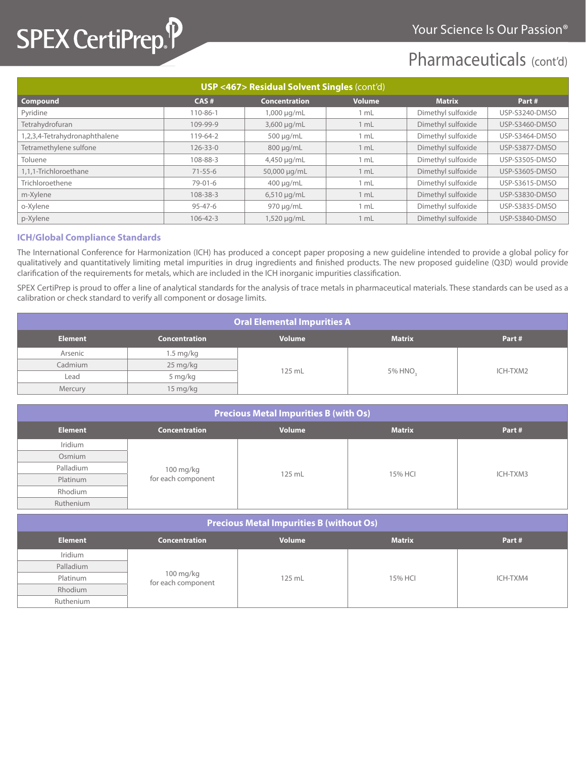# Pharmaceuticals (cont'd)

| **USP <467> Residual Solvent Singles** (cont'd) | | | | | |
|---|---|---|---|---|---|
| **Compound** | **CAS #** | **Concentration** | **Volume** | **Matrix** | **Part #** |
| Pyridine | 110-86-1 | 1,000 µg/mL | 1 mL | Dimethyl sulfoxide | USP-S3240-DMSO |
| Tetrahydrofuran | 109-99-9 | 3,600 µg/mL | 1 mL | Dimethyl sulfoxide | USP-S3460-DMSO |
| 1,2,3,4-Tetrahydronaphthalene | 119-64-2 | 500 µg/mL | 1 mL | Dimethyl sulfoxide | USP-S3464-DMSO |
| Tetramethylene sulfone | 126-33-0 | 800 µg/mL | 1 mL | Dimethyl sulfoxide | USP-S3877-DMSO |
| Toluene | 108-88-3 | 4,450 µg/mL | 1 mL | Dimethyl sulfoxide | USP-S3505-DMSO |
| 1,1,1-Trichloroethane | 71-55-6 | 50,000 µg/mL | 1 mL | Dimethyl sulfoxide | USP-S3605-DMSO |
| Trichloroethene | 79-01-6 | 400 µg/mL | 1 mL | Dimethyl sulfoxide | USP-S3615-DMSO |
| m-Xylene | 108-38-3 | 6,510 µg/mL | 1 mL | Dimethyl sulfoxide | USP-S3830-DMSO |
| o-Xylene | 95-47-6 | 970 µg/mL | 1 mL | Dimethyl sulfoxide | USP-S3835-DMSO |
| p-Xylene | 106-42-3 | 1,520 µg/mL | 1 mL | Dimethyl sulfoxide | USP-S3840-DMSO |

## ICH/Global Compliance Standards

The International Conference for Harmonization (ICH) has produced a concept paper proposing a new guideline intended to provide a global policy for qualitatively and quantitatively limiting metal impurities in drug ingredients and finished products. The new proposed guideline (Q3D) would provide clarification of the requirements for metals, which are included in the ICH inorganic impurities classification.

SPEX CertiPrep is proud to offer a line of analytical standards for the analysis of trace metals in pharmaceutical materials. These standards can be used as a calibration or check standard to verify all component or dosage limits.

| **Oral Elemental Impurities A** | | | | |
|---|---|---|---|---|
| **Element** | **Concentration** | **Volume** | **Matrix** | **Part #** |
| Arsenic | 1.5 mg/kg | 125 mL | 5% $HNO_3$ | ICH-TXM2 |
| Cadmium | 25 mg/kg | | | |
| Lead | 5 mg/kg | | | |
| Mercury | 15 mg/kg | | | |

| **Precious Metal Impurities B (with Os)** | | | | |
|---|---|---|---|---|
| **Element** | **Concentration** | **Volume** | **Matrix** | **Part #** |
| Iridium | 100 mg/kg for each component | 125 mL | 15% HCl | ICH-TXM3 |
| Osmium | | | | |
| Palladium | | | | |
| Platinum | | | | |
| Rhodium | | | | |
| Ruthenium | | | | |

| **Precious Metal Impurities B (without Os)** | | | | |
|---|---|---|---|---|
| **Element** | **Concentration** | **Volume** | **Matrix** | **Part #** |
| Iridium | 100 mg/kg for each component | 125 mL | 15% HCl | ICH-TXM4 |
| Palladium | | | | |
| Platinum | | | | |
| Rhodium | | | | |
| Ruthenium | | | | |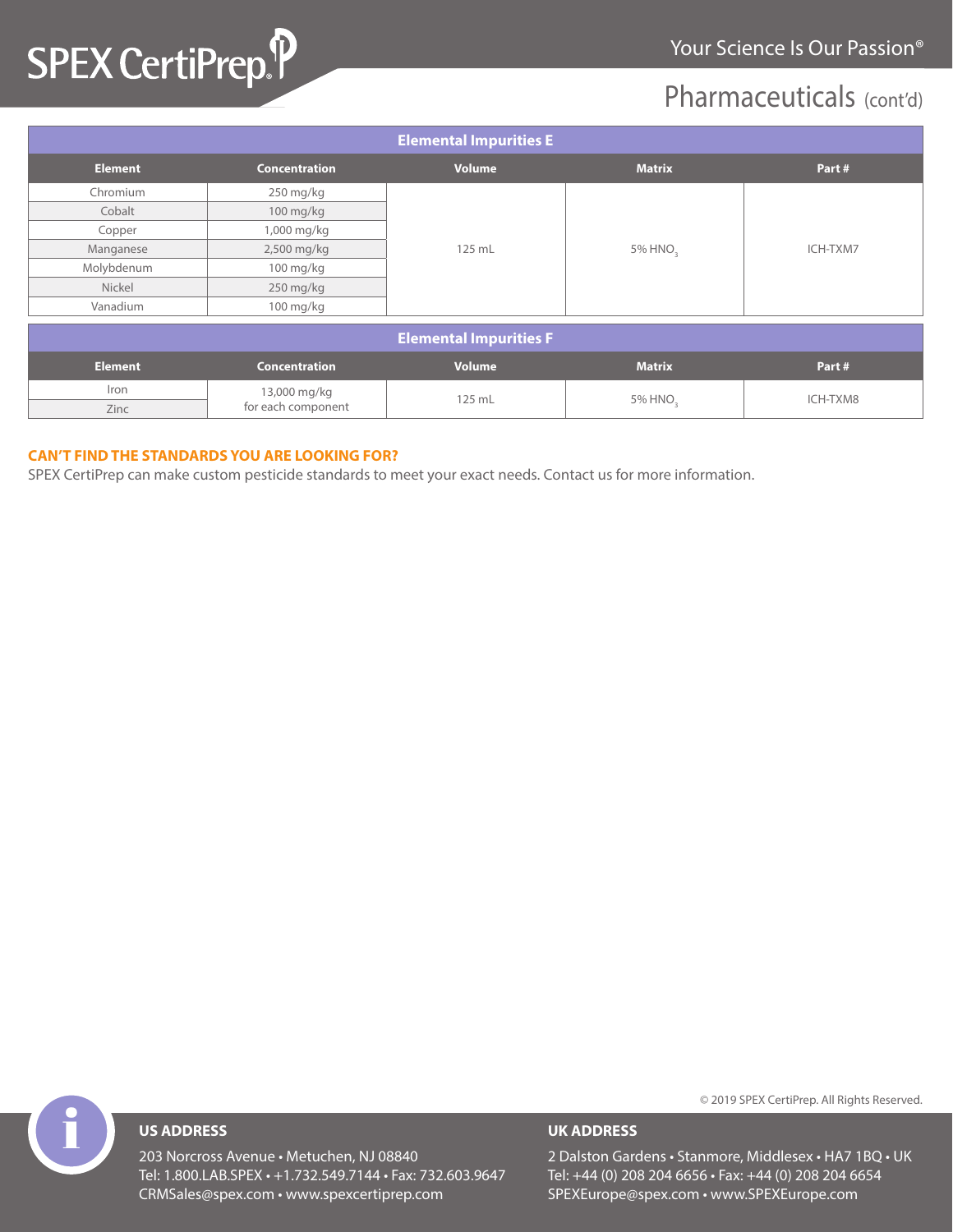# Pharmaceuticals (cont'd)

## Elemental Impurities E

| Element | Concentration | Volume | Matrix | Part # |
|---|---|---|---|---|
| Chromium | 250 mg/kg | 125 mL | 5% $HNO_3$ | ICH-TXM7 |
| Cobalt | 100 mg/kg | | | |
| Copper | 1,000 mg/kg | | | |
| Manganese | 2,500 mg/kg | | | |
| Molybdenum | 100 mg/kg | | | |
| Nickel | 250 mg/kg | | | |
| Vanadium | 100 mg/kg | | | |

## Elemental Impurities F

| Element | Concentration | Volume | Matrix | Part # |
|---|---|---|---|---|
| Iron | 13,000 mg/kg for each component | 125 mL | 5% $HNO_3$ | ICH-TXM8 |
| Zinc | | | | |

**CAN'T FIND THE STANDARDS YOU ARE LOOKING FOR?**

SPEX CertiPrep can make custom pesticide standards to meet your exact needs. Contact us for more information.

© 2019 SPEX CertiPrep. All Rights Reserved.

**US ADDRESS**

203 Norcross Avenue • Metuchen, NJ 08840
Tel: 1.800.LAB.SPEX • +1.732.549.7144 • Fax: 732.603.9647
CRMSales@spex.com • www.spexcertiprep.com

**UK ADDRESS**

2 Dalston Gardens • Stanmore, Middlesex • HA7 1BQ • UK
Tel: +44 (0) 208 204 6656 • Fax: +44 (0) 208 204 6654
SPEXEurope@spex.com • www.SPEXEurope.com